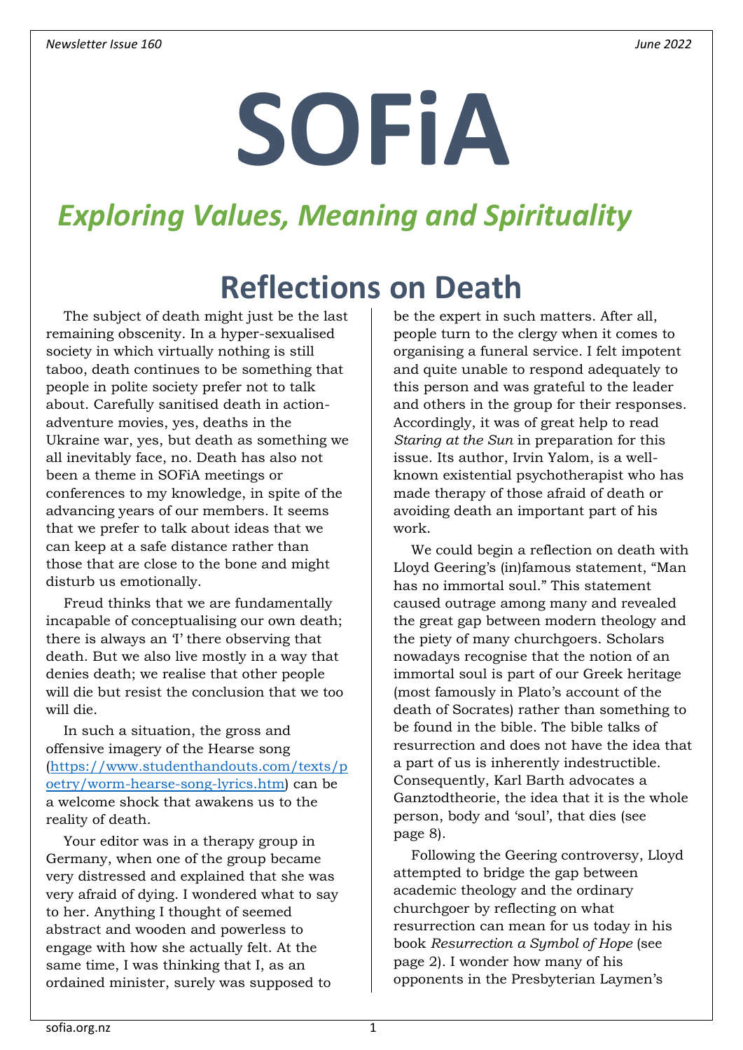# SOFiA

## *Exploring Values, Meaning and Spirituality*

# Reflections on Death

The subject of death might just be the last remaining obscenity. In a hyper-sexualised society in which virtually nothing is still taboo, death continues to be something that people in polite society prefer not to talk about. Carefully sanitised death in action-adventure movies, yes, deaths in the Ukraine war, yes, but death as something we all inevitably face, no. Death has also not been a theme in SOFiA meetings or conferences to my knowledge, in spite of the advancing years of our members. It seems that we prefer to talk about ideas that we can keep at a safe distance rather than those that are close to the bone and might disturb us emotionally.

Freud thinks that we are fundamentally incapable of conceptualising our own death; there is always an 'I' there observing that death. But we also live mostly in a way that denies death; we realise that other people will die but resist the conclusion that we too will die.

In such a situation, the gross and offensive imagery of the Hearse song (https://www.studenthandouts.com/texts/poetry/worm-hearse-song-lyrics.htm) can be a welcome shock that awakens us to the reality of death.

Your editor was in a therapy group in Germany, when one of the group became very distressed and explained that she was very afraid of dying. I wondered what to say to her. Anything I thought of seemed abstract and wooden and powerless to engage with how she actually felt. At the same time, I was thinking that I, as an ordained minister, surely was supposed to be the expert in such matters. After all, people turn to the clergy when it comes to organising a funeral service. I felt impotent and quite unable to respond adequately to this person and was grateful to the leader and others in the group for their responses. Accordingly, it was of great help to read *Staring at the Sun* in preparation for this issue. Its author, Irvin Yalom, is a well-known existential psychotherapist who has made therapy of those afraid of death or avoiding death an important part of his work.

We could begin a reflection on death with Lloyd Geering's (in)famous statement, "Man has no immortal soul." This statement caused outrage among many and revealed the great gap between modern theology and the piety of many churchgoers. Scholars nowadays recognise that the notion of an immortal soul is part of our Greek heritage (most famously in Plato's account of the death of Socrates) rather than something to be found in the bible. The bible talks of resurrection and does not have the idea that a part of us is inherently indestructible. Consequently, Karl Barth advocates a Ganztodtheorie, the idea that it is the whole person, body and 'soul', that dies (see page 8).

Following the Geering controversy, Lloyd attempted to bridge the gap between academic theology and the ordinary churchgoer by reflecting on what resurrection can mean for us today in his book *Resurrection a Symbol of Hope* (see page 2). I wonder how many of his opponents in the Presbyterian Laymen's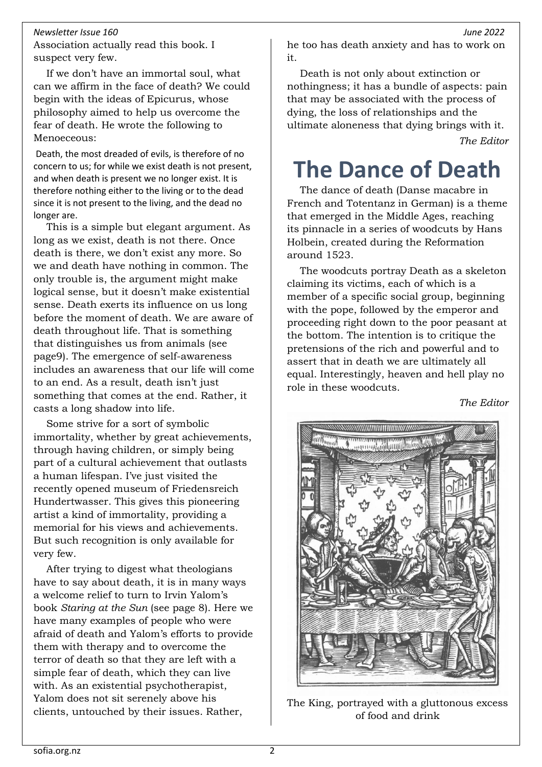Association actually read this book. I suspect very few.

If we don't have an immortal soul, what can we affirm in the face of death? We could begin with the ideas of Epicurus, whose philosophy aimed to help us overcome the fear of death. He wrote the following to Menoeceous:

> Death, the most dreaded of evils, is therefore of no concern to us; for while we exist death is not present, and when death is present we no longer exist. It is therefore nothing either to the living or to the dead since it is not present to the living, and the dead no longer are.

This is a simple but elegant argument. As long as we exist, death is not there. Once death is there, we don't exist any more. So we and death have nothing in common. The only trouble is, the argument might make logical sense, but it doesn't make existential sense. Death exerts its influence on us long before the moment of death. We are aware of death throughout life. That is something that distinguishes us from animals (see page9). The emergence of self-awareness includes an awareness that our life will come to an end. As a result, death isn't just something that comes at the end. Rather, it casts a long shadow into life.

Some strive for a sort of symbolic immortality, whether by great achievements, through having children, or simply being part of a cultural achievement that outlasts a human lifespan. I've just visited the recently opened museum of Friedensreich Hundertwasser. This gives this pioneering artist a kind of immortality, providing a memorial for his views and achievements. But such recognition is only available for very few.

After trying to digest what theologians have to say about death, it is in many ways a welcome relief to turn to Irvin Yalom's book *Staring at the Sun* (see page 8). Here we have many examples of people who were afraid of death and Yalom's efforts to provide them with therapy and to overcome the terror of death so that they are left with a simple fear of death, which they can live with. As an existential psychotherapist, Yalom does not sit serenely above his clients, untouched by their issues. Rather, he too has death anxiety and has to work on it.

Death is not only about extinction or nothingness; it has a bundle of aspects: pain that may be associated with the process of dying, the loss of relationships and the ultimate aloneness that dying brings with it.

*The Editor*

# The Dance of Death

The dance of death (Danse macabre in French and Totentanz in German) is a theme that emerged in the Middle Ages, reaching its pinnacle in a series of woodcuts by Hans Holbein, created during the Reformation around 1523.

The woodcuts portray Death as a skeleton claiming its victims, each of which is a member of a specific social group, beginning with the pope, followed by the emperor and proceeding right down to the poor peasant at the bottom. The intention is to critique the pretensions of the rich and powerful and to assert that in death we are ultimately all equal. Interestingly, heaven and hell play no role in these woodcuts.

*The Editor*

The King, portrayed with a gluttonous excess of food and drink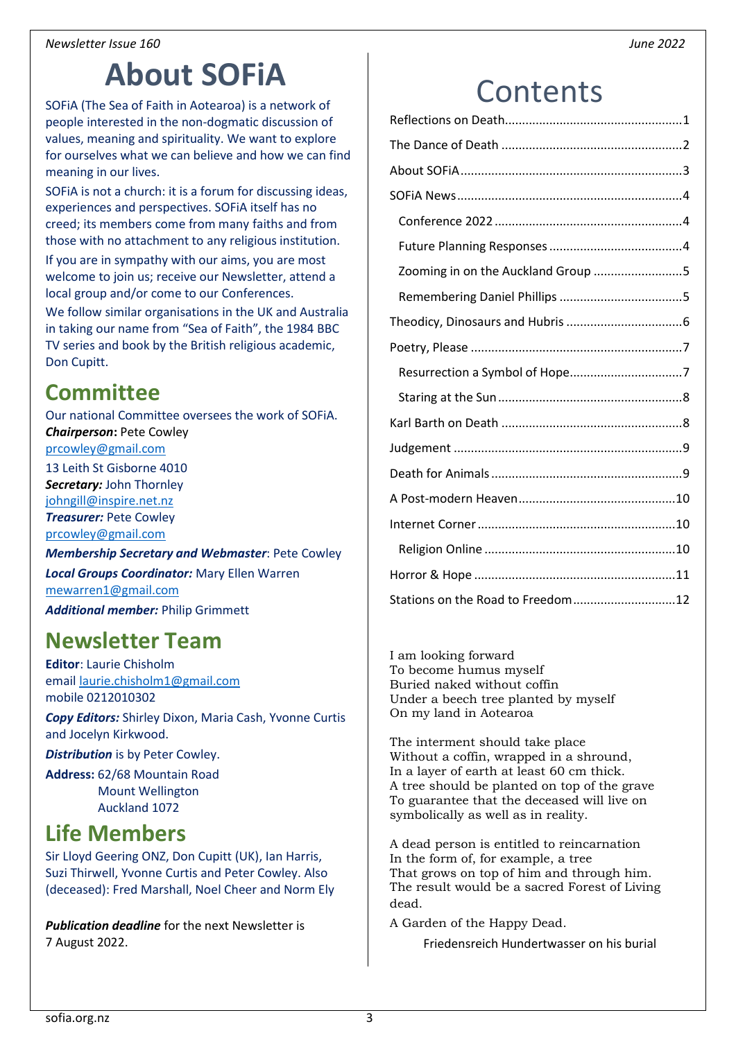# About SOFiA

SOFiA (The Sea of Faith in Aotearoa) is a network of people interested in the non-dogmatic discussion of values, meaning and spirituality. We want to explore for ourselves what we can believe and how we can find meaning in our lives.

SOFiA is not a church: it is a forum for discussing ideas, experiences and perspectives. SOFiA itself has no creed; its members come from many faiths and from those with no attachment to any religious institution.

If you are in sympathy with our aims, you are most welcome to join us; receive our Newsletter, attend a local group and/or come to our Conferences.

We follow similar organisations in the UK and Australia in taking our name from "Sea of Faith", the 1984 BBC TV series and book by the British religious academic, Don Cupitt.

## Committee

Our national Committee oversees the work of SOFiA.

***Chairperson*****:** Pete Cowley
prcowley@gmail.com
13 Leith St Gisborne 4010

***Secretary:*** John Thornley
johngill@inspire.net.nz

***Treasurer:*** Pete Cowley
prcowley@gmail.com

***Membership Secretary and Webmaster***: Pete Cowley

***Local Groups Coordinator:*** Mary Ellen Warren
mewarren1@gmail.com

***Additional member:*** Philip Grimmett

## Newsletter Team

**Editor**: Laurie Chisholm
email laurie.chisholm1@gmail.com
mobile 0212010302

***Copy Editors:*** Shirley Dixon, Maria Cash, Yvonne Curtis and Jocelyn Kirkwood.

***Distribution*** is by Peter Cowley.

**Address:** 62/68 Mountain Road
Mount Wellington
Auckland 1072

## Life Members

Sir Lloyd Geering ONZ, Don Cupitt (UK), Ian Harris, Suzi Thirwell, Yvonne Curtis and Peter Cowley. Also (deceased): Fred Marshall, Noel Cheer and Norm Ely

***Publication deadline*** for the next Newsletter is 7 August 2022.

# Contents

- Reflections on Death....1
- The Dance of Death....2
- About SOFiA....3
- SOFiA News....4
  - Conference 2022....4
  - Future Planning Responses....4
  - Zooming in on the Auckland Group....5
  - Remembering Daniel Phillips....5
- Theodicy, Dinosaurs and Hubris....6
- Poetry, Please....7
  - Resurrection a Symbol of Hope....7
  - Staring at the Sun....8
- Karl Barth on Death....8
- Judgement....9
- Death for Animals....9
- A Post-modern Heaven....10
- Internet Corner....10
  - Religion Online....10
- Horror & Hope....11
- Stations on the Road to Freedom....12

I am looking forward
To become humus myself
Buried naked without coffin
Under a beech tree planted by myself
On my land in Aotearoa

The interment should take place
Without a coffin, wrapped in a shroud,
In a layer of earth at least 60 cm thick.
A tree should be planted on top of the grave
To guarantee that the deceased will live on
symbolically as well as in reality.

A dead person is entitled to reincarnation
In the form of, for example, a tree
That grows on top of him and through him.
The result would be a sacred Forest of Living dead.

A Garden of the Happy Dead.

Friedensreich Hundertwasser on his burial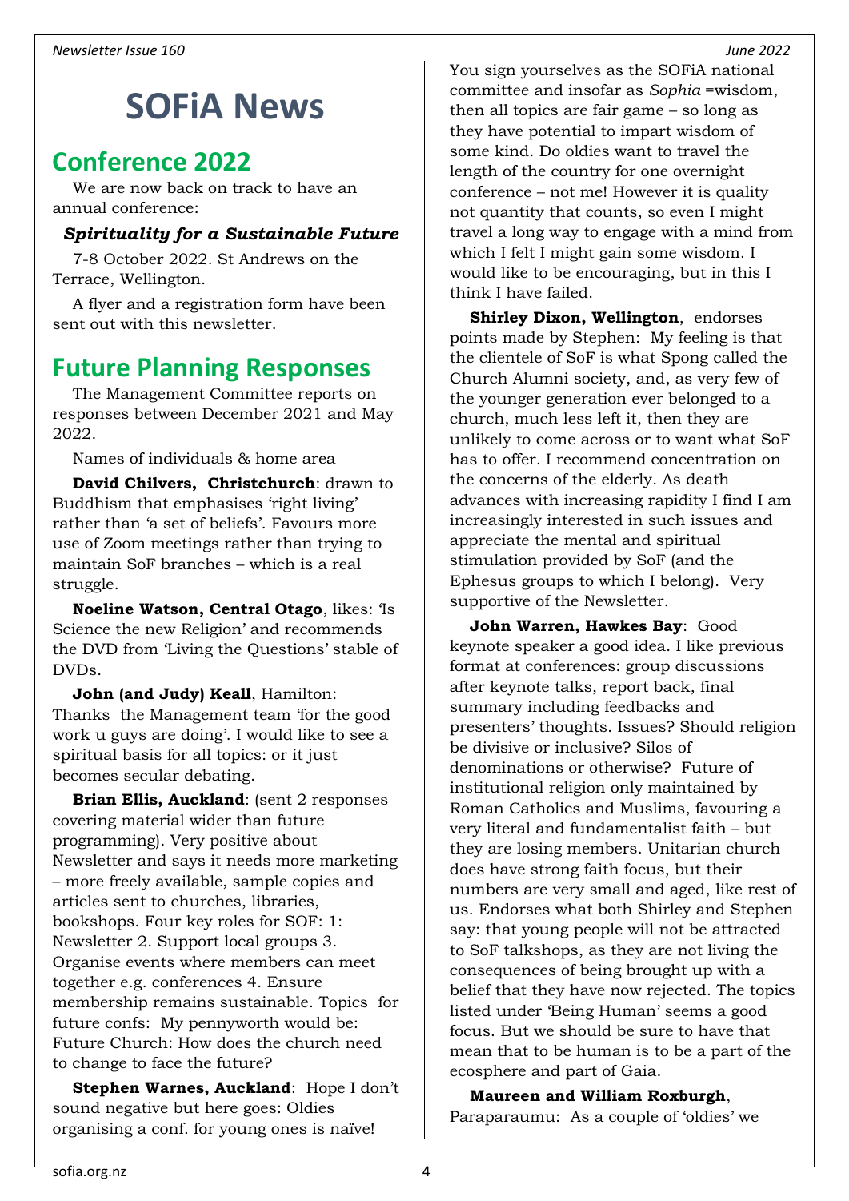# SOFiA News

## Conference 2022

We are now back on track to have an annual conference:

***Spirituality for a Sustainable Future***

7-8 October 2022. St Andrews on the Terrace, Wellington.

A flyer and a registration form have been sent out with this newsletter.

## Future Planning Responses

The Management Committee reports on responses between December 2021 and May 2022.

Names of individuals & home area

**David Chilvers, Christchurch**: drawn to Buddhism that emphasises 'right living' rather than 'a set of beliefs'. Favours more use of Zoom meetings rather than trying to maintain SoF branches – which is a real struggle.

**Noeline Watson, Central Otago**, likes: 'Is Science the new Religion' and recommends the DVD from 'Living the Questions' stable of DVDs.

**John (and Judy) Keall**, Hamilton: Thanks the Management team 'for the good work u guys are doing'. I would like to see a spiritual basis for all topics: or it just becomes secular debating.

**Brian Ellis, Auckland**: (sent 2 responses covering material wider than future programming). Very positive about Newsletter and says it needs more marketing – more freely available, sample copies and articles sent to churches, libraries, bookshops. Four key roles for SOF: 1: Newsletter 2. Support local groups 3. Organise events where members can meet together e.g. conferences 4. Ensure membership remains sustainable. Topics for future confs: My pennyworth would be: Future Church: How does the church need to change to face the future?

**Stephen Warnes, Auckland**: Hope I don't sound negative but here goes: Oldies organising a conf. for young ones is naïve! You sign yourselves as the SOFiA national committee and insofar as *Sophia* =wisdom, then all topics are fair game – so long as they have potential to impart wisdom of some kind. Do oldies want to travel the length of the country for one overnight conference – not me! However it is quality not quantity that counts, so even I might travel a long way to engage with a mind from which I felt I might gain some wisdom. I would like to be encouraging, but in this I think I have failed.

**Shirley Dixon, Wellington**, endorses points made by Stephen: My feeling is that the clientele of SoF is what Spong called the Church Alumni society, and, as very few of the younger generation ever belonged to a church, much less left it, then they are unlikely to come across or to want what SoF has to offer. I recommend concentration on the concerns of the elderly. As death advances with increasing rapidity I find I am increasingly interested in such issues and appreciate the mental and spiritual stimulation provided by SoF (and the Ephesus groups to which I belong). Very supportive of the Newsletter.

**John Warren, Hawkes Bay**: Good keynote speaker a good idea. I like previous format at conferences: group discussions after keynote talks, report back, final summary including feedbacks and presenters' thoughts. Issues? Should religion be divisive or inclusive? Silos of denominations or otherwise? Future of institutional religion only maintained by Roman Catholics and Muslims, favouring a very literal and fundamentalist faith – but they are losing members. Unitarian church does have strong faith focus, but their numbers are very small and aged, like rest of us. Endorses what both Shirley and Stephen say: that young people will not be attracted to SoF talkshops, as they are not living the consequences of being brought up with a belief that they have now rejected. The topics listed under 'Being Human' seems a good focus. But we should be sure to have that mean that to be human is to be a part of the ecosphere and part of Gaia.

**Maureen and William Roxburgh**, Paraparaumu: As a couple of 'oldies' we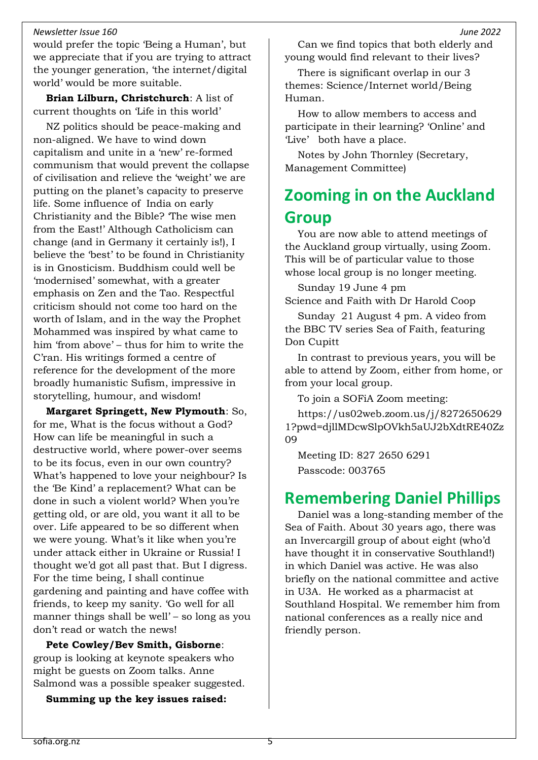would prefer the topic 'Being a Human', but we appreciate that if you are trying to attract the younger generation, 'the internet/digital world' would be more suitable.

**Brian Lilburn, Christchurch**: A list of current thoughts on 'Life in this world'

NZ politics should be peace-making and non-aligned. We have to wind down capitalism and unite in a 'new' re-formed communism that would prevent the collapse of civilisation and relieve the 'weight' we are putting on the planet's capacity to preserve life. Some influence of India on early Christianity and the Bible? 'The wise men from the East!' Although Catholicism can change (and in Germany it certainly is!), I believe the 'best' to be found in Christianity is in Gnosticism. Buddhism could well be 'modernised' somewhat, with a greater emphasis on Zen and the Tao. Respectful criticism should not come too hard on the worth of Islam, and in the way the Prophet Mohammed was inspired by what came to him 'from above' – thus for him to write the C'ran. His writings formed a centre of reference for the development of the more broadly humanistic Sufism, impressive in storytelling, humour, and wisdom!

**Margaret Springett, New Plymouth**: So, for me, What is the focus without a God? How can life be meaningful in such a destructive world, where power-over seems to be its focus, even in our own country? What's happened to love your neighbour? Is the 'Be Kind' a replacement? What can be done in such a violent world? When you're getting old, or are old, you want it all to be over. Life appeared to be so different when we were young. What's it like when you're under attack either in Ukraine or Russia! I thought we'd got all past that. But I digress. For the time being, I shall continue gardening and painting and have coffee with friends, to keep my sanity. 'Go well for all manner things shall be well' – so long as you don't read or watch the news!

**Pete Cowley/Bev Smith, Gisborne**: group is looking at keynote speakers who might be guests on Zoom talks. Anne Salmond was a possible speaker suggested.

**Summing up the key issues raised:**

Can we find topics that both elderly and young would find relevant to their lives?

There is significant overlap in our 3 themes: Science/Internet world/Being Human.

How to allow members to access and participate in their learning? 'Online' and 'Live' both have a place.

Notes by John Thornley (Secretary, Management Committee)

## Zooming in on the Auckland Group

You are now able to attend meetings of the Auckland group virtually, using Zoom. This will be of particular value to those whose local group is no longer meeting.

Sunday 19 June 4 pm
Science and Faith with Dr Harold Coop

Sunday 21 August 4 pm. A video from the BBC TV series Sea of Faith, featuring Don Cupitt

In contrast to previous years, you will be able to attend by Zoom, either from home, or from your local group.

To join a SOFiA Zoom meeting:

https://us02web.zoom.us/j/82726506291?pwd=djllMDcwSlpOVkh5aUJ2bXdtRE40Zz09

Meeting ID: 827 2650 6291

Passcode: 003765

## Remembering Daniel Phillips

Daniel was a long-standing member of the Sea of Faith. About 30 years ago, there was an Invercargill group of about eight (who'd have thought it in conservative Southland!) in which Daniel was active. He was also briefly on the national committee and active in U3A. He worked as a pharmacist at Southland Hospital. We remember him from national conferences as a really nice and friendly person.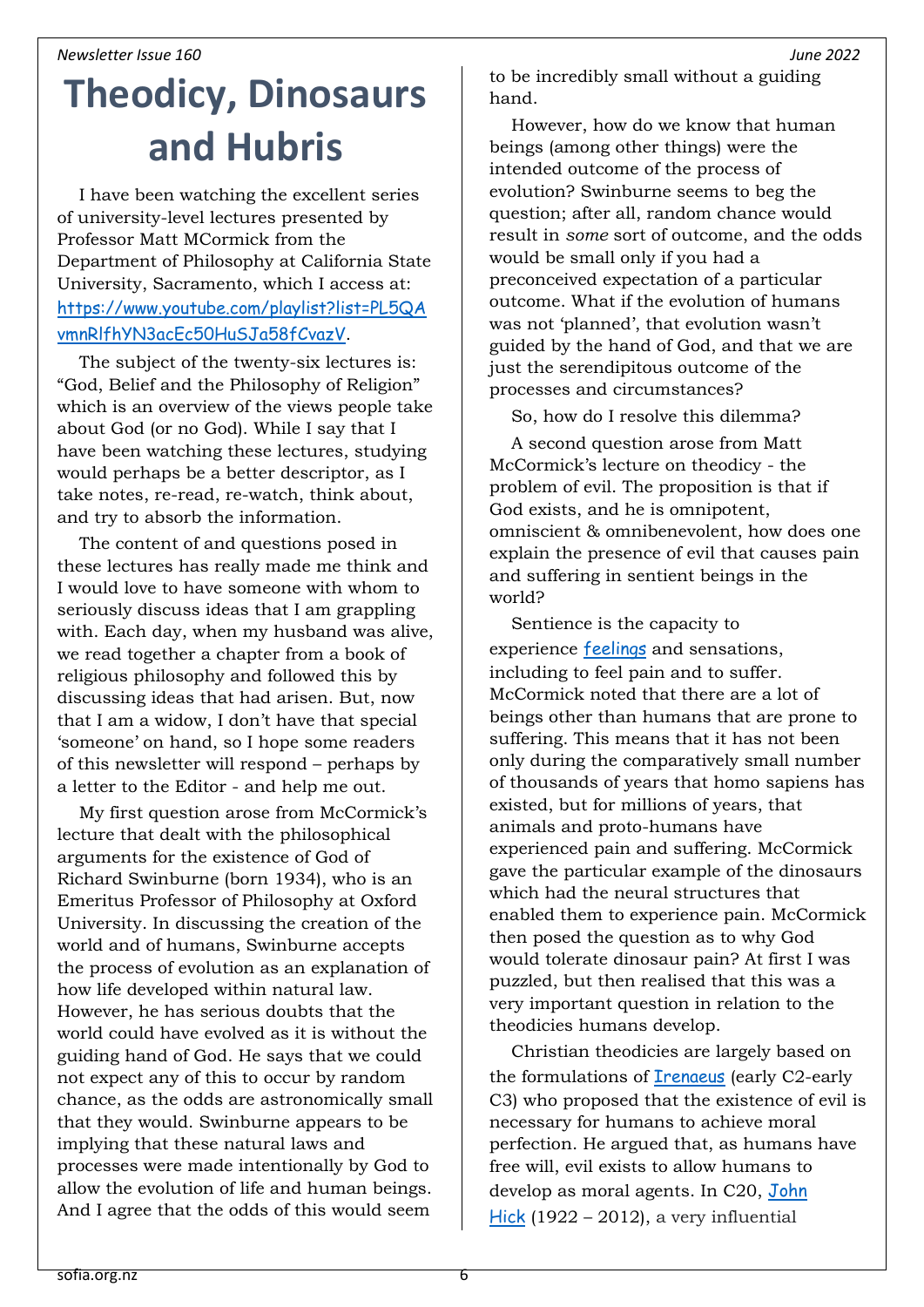# Theodicy, Dinosaurs and Hubris

I have been watching the excellent series of university-level lectures presented by Professor Matt MCormick from the Department of Philosophy at California State University, Sacramento, which I access at: [https://www.youtube.com/playlist?list=PL5QAvmnRlfhYN3acEc50HuSJa58fCvazV](https://www.youtube.com/playlist?list=PL5QAvmnRlfhYN3acEc50HuSJa58fCvazV).

The subject of the twenty-six lectures is: "God, Belief and the Philosophy of Religion" which is an overview of the views people take about God (or no God). While I say that I have been watching these lectures, studying would perhaps be a better descriptor, as I take notes, re-read, re-watch, think about, and try to absorb the information.

The content of and questions posed in these lectures has really made me think and I would love to have someone with whom to seriously discuss ideas that I am grappling with. Each day, when my husband was alive, we read together a chapter from a book of religious philosophy and followed this by discussing ideas that had arisen. But, now that I am a widow, I don't have that special 'someone' on hand, so I hope some readers of this newsletter will respond – perhaps by a letter to the Editor - and help me out.

My first question arose from McCormick's lecture that dealt with the philosophical arguments for the existence of God of Richard Swinburne (born 1934), who is an Emeritus Professor of Philosophy at Oxford University. In discussing the creation of the world and of humans, Swinburne accepts the process of evolution as an explanation of how life developed within natural law. However, he has serious doubts that the world could have evolved as it is without the guiding hand of God. He says that we could not expect any of this to occur by random chance, as the odds are astronomically small that they would. Swinburne appears to be implying that these natural laws and processes were made intentionally by God to allow the evolution of life and human beings. And I agree that the odds of this would seem to be incredibly small without a guiding hand.

However, how do we know that human beings (among other things) were the intended outcome of the process of evolution? Swinburne seems to beg the question; after all, random chance would result in *some* sort of outcome, and the odds would be small only if you had a preconceived expectation of a particular outcome. What if the evolution of humans was not 'planned', that evolution wasn't guided by the hand of God, and that we are just the serendipitous outcome of the processes and circumstances?

So, how do I resolve this dilemma?

A second question arose from Matt McCormick's lecture on theodicy - the problem of evil. The proposition is that if God exists, and he is omnipotent, omniscient & omnibenevolent, how does one explain the presence of evil that causes pain and suffering in sentient beings in the world?

Sentience is the capacity to experience [feelings](#) and sensations, including to feel pain and to suffer. McCormick noted that there are a lot of beings other than humans that are prone to suffering. This means that it has not been only during the comparatively small number of thousands of years that homo sapiens has existed, but for millions of years, that animals and proto-humans have experienced pain and suffering. McCormick gave the particular example of the dinosaurs which had the neural structures that enabled them to experience pain. McCormick then posed the question as to why God would tolerate dinosaur pain? At first I was puzzled, but then realised that this was a very important question in relation to the theodicies humans develop.

Christian theodicies are largely based on the formulations of [Irenaeus](#) (early C2-early C3) who proposed that the existence of evil is necessary for humans to achieve moral perfection. He argued that, as humans have free will, evil exists to allow humans to develop as moral agents. In C20, [John Hick](#) (1922 – 2012), a very influential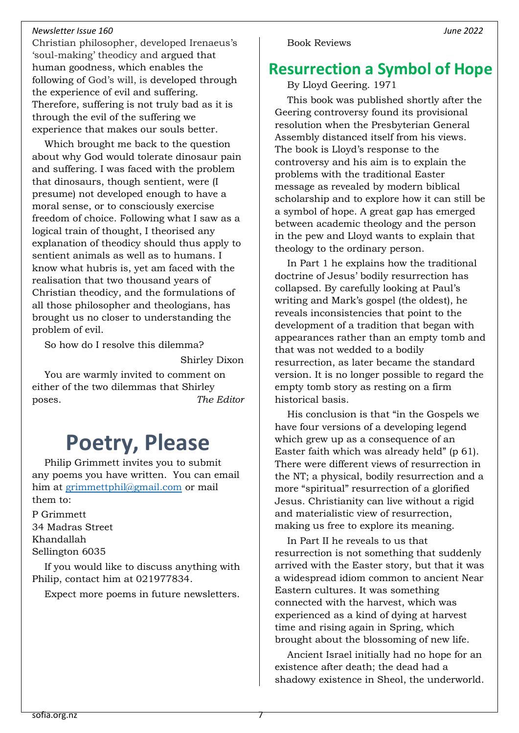Christian philosopher, developed Irenaeus's 'soul-making' theodicy and argued that human goodness, which enables the following of God's will, is developed through the experience of evil and suffering. Therefore, suffering is not truly bad as it is through the evil of the suffering we experience that makes our souls better.

Which brought me back to the question about why God would tolerate dinosaur pain and suffering. I was faced with the problem that dinosaurs, though sentient, were (I presume) not developed enough to have a moral sense, or to consciously exercise freedom of choice. Following what I saw as a logical train of thought, I theorised any explanation of theodicy should thus apply to sentient animals as well as to humans. I know what hubris is, yet am faced with the realisation that two thousand years of Christian theodicy, and the formulations of all those philosopher and theologians, has brought us no closer to understanding the problem of evil.

So how do I resolve this dilemma?

Shirley Dixon

You are warmly invited to comment on either of the two dilemmas that Shirley poses. *The Editor*

# Poetry, Please

Philip Grimmett invites you to submit any poems you have written. You can email him at grimmettphil@gmail.com or mail them to:

P Grimmett
34 Madras Street
Khandallah
Sellington 6035

If you would like to discuss anything with Philip, contact him at 021977834.

Expect more poems in future newsletters.

Book Reviews

## Resurrection a Symbol of Hope

By Lloyd Geering. 1971

This book was published shortly after the Geering controversy found its provisional resolution when the Presbyterian General Assembly distanced itself from his views. The book is Lloyd's response to the controversy and his aim is to explain the problems with the traditional Easter message as revealed by modern biblical scholarship and to explore how it can still be a symbol of hope. A great gap has emerged between academic theology and the person in the pew and Lloyd wants to explain that theology to the ordinary person.

In Part 1 he explains how the traditional doctrine of Jesus' bodily resurrection has collapsed. By carefully looking at Paul's writing and Mark's gospel (the oldest), he reveals inconsistencies that point to the development of a tradition that began with appearances rather than an empty tomb and that was not wedded to a bodily resurrection, as later became the standard version. It is no longer possible to regard the empty tomb story as resting on a firm historical basis.

His conclusion is that "in the Gospels we have four versions of a developing legend which grew up as a consequence of an Easter faith which was already held" (p 61). There were different views of resurrection in the NT; a physical, bodily resurrection and a more "spiritual" resurrection of a glorified Jesus. Christianity can live without a rigid and materialistic view of resurrection, making us free to explore its meaning.

In Part II he reveals to us that resurrection is not something that suddenly arrived with the Easter story, but that it was a widespread idiom common to ancient Near Eastern cultures. It was something connected with the harvest, which was experienced as a kind of dying at harvest time and rising again in Spring, which brought about the blossoming of new life.

Ancient Israel initially had no hope for an existence after death; the dead had a shadowy existence in Sheol, the underworld.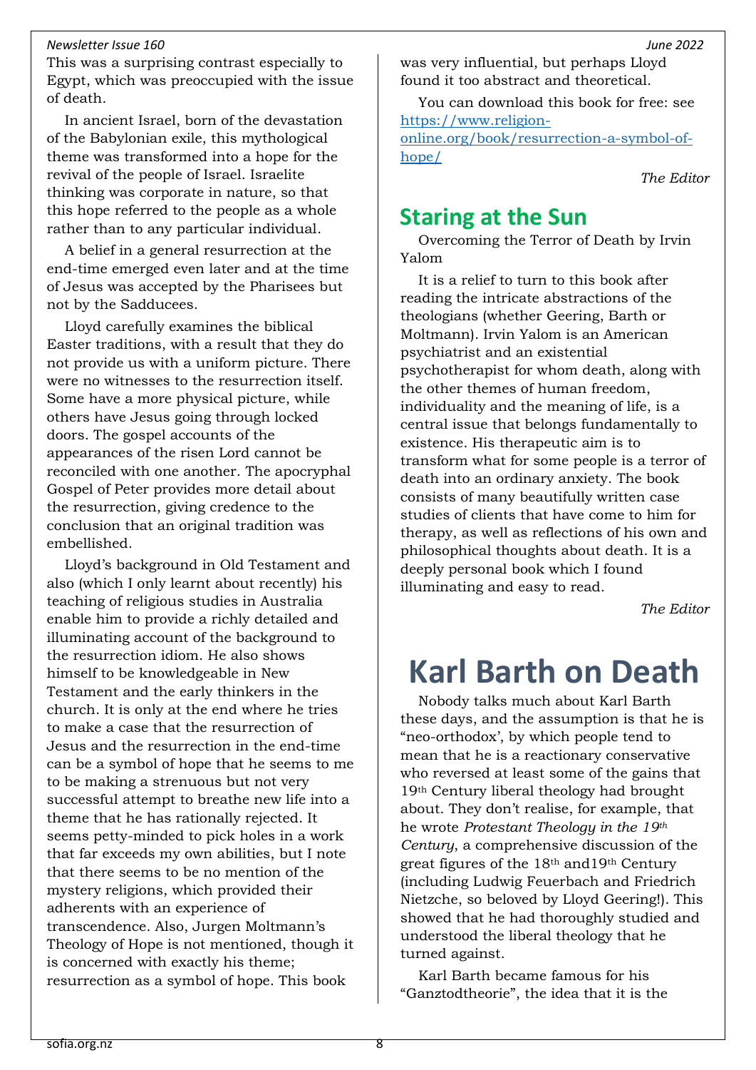This was a surprising contrast especially to Egypt, which was preoccupied with the issue of death.

In ancient Israel, born of the devastation of the Babylonian exile, this mythological theme was transformed into a hope for the revival of the people of Israel. Israelite thinking was corporate in nature, so that this hope referred to the people as a whole rather than to any particular individual.

A belief in a general resurrection at the end-time emerged even later and at the time of Jesus was accepted by the Pharisees but not by the Sadducees.

Lloyd carefully examines the biblical Easter traditions, with a result that they do not provide us with a uniform picture. There were no witnesses to the resurrection itself. Some have a more physical picture, while others have Jesus going through locked doors. The gospel accounts of the appearances of the risen Lord cannot be reconciled with one another. The apocryphal Gospel of Peter provides more detail about the resurrection, giving credence to the conclusion that an original tradition was embellished.

Lloyd's background in Old Testament and also (which I only learnt about recently) his teaching of religious studies in Australia enable him to provide a richly detailed and illuminating account of the background to the resurrection idiom. He also shows himself to be knowledgeable in New Testament and the early thinkers in the church. It is only at the end where he tries to make a case that the resurrection of Jesus and the resurrection in the end-time can be a symbol of hope that he seems to me to be making a strenuous but not very successful attempt to breathe new life into a theme that he has rationally rejected. It seems petty-minded to pick holes in a work that far exceeds my own abilities, but I note that there seems to be no mention of the mystery religions, which provided their adherents with an experience of transcendence. Also, Jurgen Moltmann's Theology of Hope is not mentioned, though it is concerned with exactly his theme; resurrection as a symbol of hope. This book was very influential, but perhaps Lloyd found it too abstract and theoretical.

You can download this book for free: see https://www.religion-online.org/book/resurrection-a-symbol-of-hope/

*The Editor*

## Staring at the Sun

Overcoming the Terror of Death by Irvin Yalom

It is a relief to turn to this book after reading the intricate abstractions of the theologians (whether Geering, Barth or Moltmann). Irvin Yalom is an American psychiatrist and an existential psychotherapist for whom death, along with the other themes of human freedom, individuality and the meaning of life, is a central issue that belongs fundamentally to existence. His therapeutic aim is to transform what for some people is a terror of death into an ordinary anxiety. The book consists of many beautifully written case studies of clients that have come to him for therapy, as well as reflections of his own and philosophical thoughts about death. It is a deeply personal book which I found illuminating and easy to read.

*The Editor*

# Karl Barth on Death

Nobody talks much about Karl Barth these days, and the assumption is that he is "neo-orthodox', by which people tend to mean that he is a reactionary conservative who reversed at least some of the gains that 19th Century liberal theology had brought about. They don't realise, for example, that he wrote *Protestant Theology in the 19th Century*, a comprehensive discussion of the great figures of the 18th and19th Century (including Ludwig Feuerbach and Friedrich Nietzche, so beloved by Lloyd Geering!). This showed that he had thoroughly studied and understood the liberal theology that he turned against.

Karl Barth became famous for his "Ganztodtheorie", the idea that it is the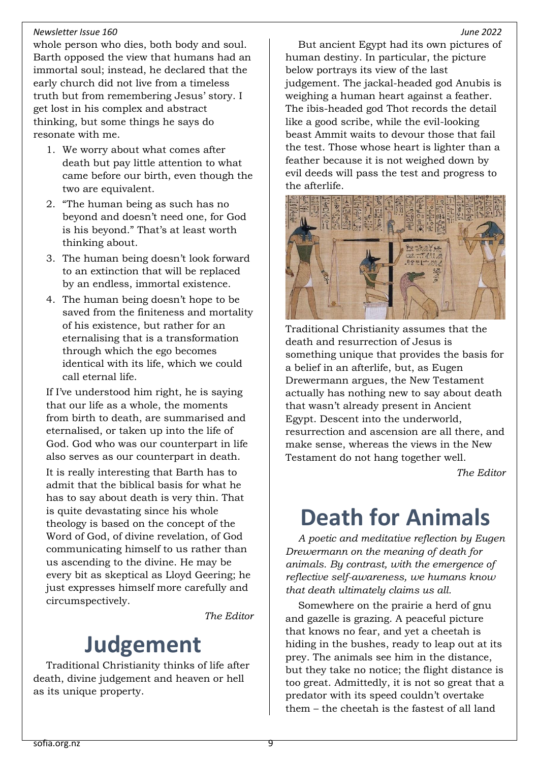whole person who dies, both body and soul. Barth opposed the view that humans had an immortal soul; instead, he declared that the early church did not live from a timeless truth but from remembering Jesus' story. I get lost in his complex and abstract thinking, but some things he says do resonate with me.

1. We worry about what comes after death but pay little attention to what came before our birth, even though the two are equivalent.
2. "The human being as such has no beyond and doesn't need one, for God is his beyond." That's at least worth thinking about.
3. The human being doesn't look forward to an extinction that will be replaced by an endless, immortal existence.
4. The human being doesn't hope to be saved from the finiteness and mortality of his existence, but rather for an eternalising that is a transformation through which the ego becomes identical with its life, which we could call eternal life.

If I've understood him right, he is saying that our life as a whole, the moments from birth to death, are summarised and eternalised, or taken up into the life of God. God who was our counterpart in life also serves as our counterpart in death.

It is really interesting that Barth has to admit that the biblical basis for what he has to say about death is very thin. That is quite devastating since his whole theology is based on the concept of the Word of God, of divine revelation, of God communicating himself to us rather than us ascending to the divine. He may be every bit as skeptical as Lloyd Geering; he just expresses himself more carefully and circumspectively.

*The Editor*

# Judgement

Traditional Christianity thinks of life after death, divine judgement and heaven or hell as its unique property.

But ancient Egypt had its own pictures of human destiny. In particular, the picture below portrays its view of the last judgement. The jackal-headed god Anubis is weighing a human heart against a feather. The ibis-headed god Thot records the detail like a good scribe, while the evil-looking beast Ammit waits to devour those that fail the test. Those whose heart is lighter than a feather because it is not weighed down by evil deeds will pass the test and progress to the afterlife.

Traditional Christianity assumes that the death and resurrection of Jesus is something unique that provides the basis for a belief in an afterlife, but, as Eugen Drewermann argues, the New Testament actually has nothing new to say about death that wasn't already present in Ancient Egypt. Descent into the underworld, resurrection and ascension are all there, and make sense, whereas the views in the New Testament do not hang together well.

*The Editor*

# Death for Animals

*A poetic and meditative reflection by Eugen Drewermann on the meaning of death for animals. By contrast, with the emergence of reflective self-awareness, we humans know that death ultimately claims us all.*

Somewhere on the prairie a herd of gnu and gazelle is grazing. A peaceful picture that knows no fear, and yet a cheetah is hiding in the bushes, ready to leap out at its prey. The animals see him in the distance, but they take no notice; the flight distance is too great. Admittedly, it is not so great that a predator with its speed couldn't overtake them – the cheetah is the fastest of all land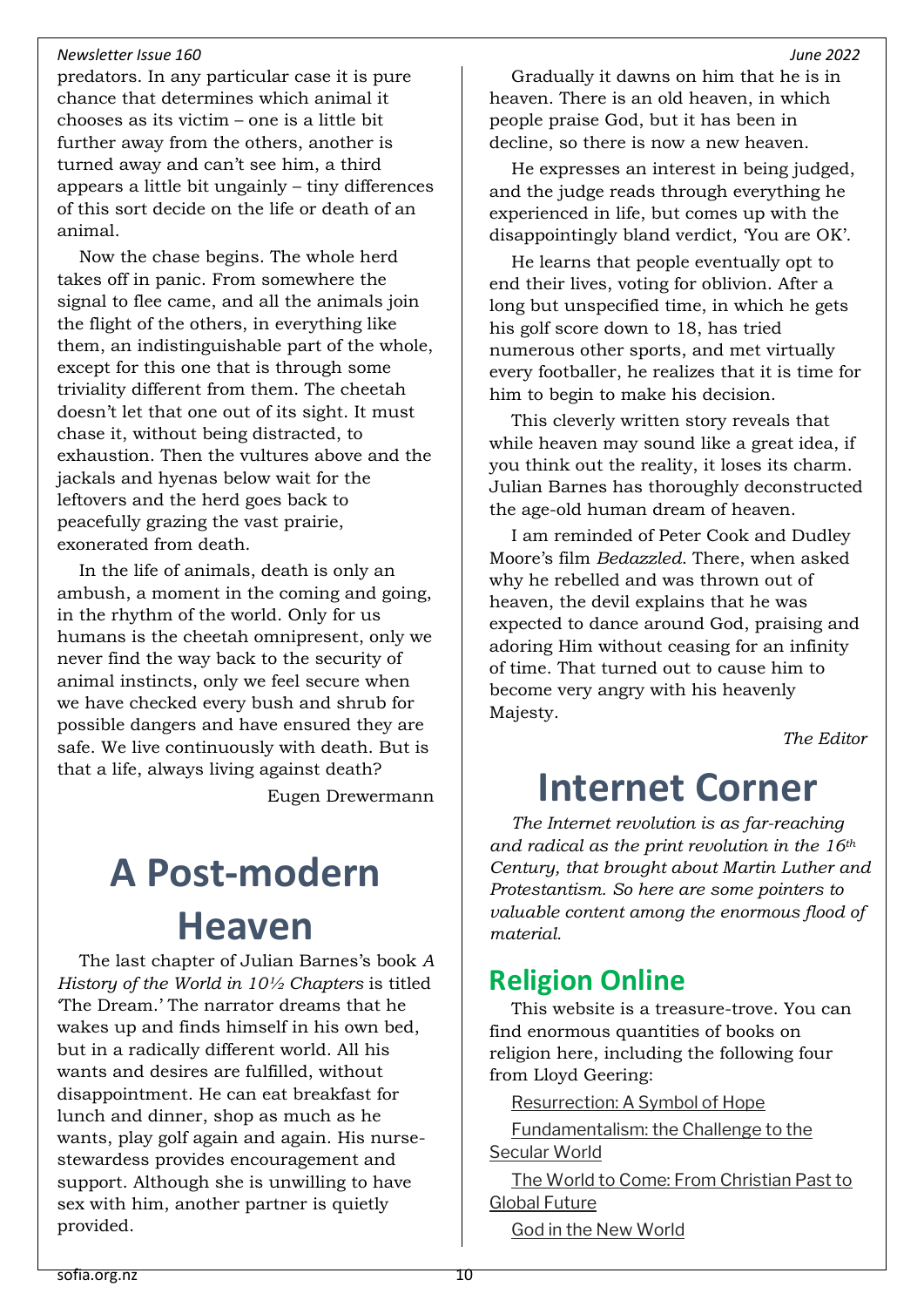predators. In any particular case it is pure chance that determines which animal it chooses as its victim – one is a little bit further away from the others, another is turned away and can't see him, a third appears a little bit ungainly – tiny differences of this sort decide on the life or death of an animal.

Now the chase begins. The whole herd takes off in panic. From somewhere the signal to flee came, and all the animals join the flight of the others, in everything like them, an indistinguishable part of the whole, except for this one that is through some triviality different from them. The cheetah doesn't let that one out of its sight. It must chase it, without being distracted, to exhaustion. Then the vultures above and the jackals and hyenas below wait for the leftovers and the herd goes back to peacefully grazing the vast prairie, exonerated from death.

In the life of animals, death is only an ambush, a moment in the coming and going, in the rhythm of the world. Only for us humans is the cheetah omnipresent, only we never find the way back to the security of animal instincts, only we feel secure when we have checked every bush and shrub for possible dangers and have ensured they are safe. We live continuously with death. But is that a life, always living against death?

Eugen Drewermann

# A Post-modern Heaven

The last chapter of Julian Barnes's book *A History of the World in 10½ Chapters* is titled 'The Dream.' The narrator dreams that he wakes up and finds himself in his own bed, but in a radically different world. All his wants and desires are fulfilled, without disappointment. He can eat breakfast for lunch and dinner, shop as much as he wants, play golf again and again. His nurse-stewardess provides encouragement and support. Although she is unwilling to have sex with him, another partner is quietly provided.

Gradually it dawns on him that he is in heaven. There is an old heaven, in which people praise God, but it has been in decline, so there is now a new heaven.

He expresses an interest in being judged, and the judge reads through everything he experienced in life, but comes up with the disappointingly bland verdict, 'You are OK'.

He learns that people eventually opt to end their lives, voting for oblivion. After a long but unspecified time, in which he gets his golf score down to 18, has tried numerous other sports, and met virtually every footballer, he realizes that it is time for him to begin to make his decision.

This cleverly written story reveals that while heaven may sound like a great idea, if you think out the reality, it loses its charm. Julian Barnes has thoroughly deconstructed the age-old human dream of heaven.

I am reminded of Peter Cook and Dudley Moore's film *Bedazzled*. There, when asked why he rebelled and was thrown out of heaven, the devil explains that he was expected to dance around God, praising and adoring Him without ceasing for an infinity of time. That turned out to cause him to become very angry with his heavenly Majesty.

*The Editor*

# Internet Corner

*The Internet revolution is as far-reaching and radical as the print revolution in the 16th Century, that brought about Martin Luther and Protestantism. So here are some pointers to valuable content among the enormous flood of material.*

## Religion Online

This website is a treasure-trove. You can find enormous quantities of books on religion here, including the following four from Lloyd Geering:

Resurrection: A Symbol of Hope

Fundamentalism: the Challenge to the Secular World

The World to Come: From Christian Past to Global Future

God in the New World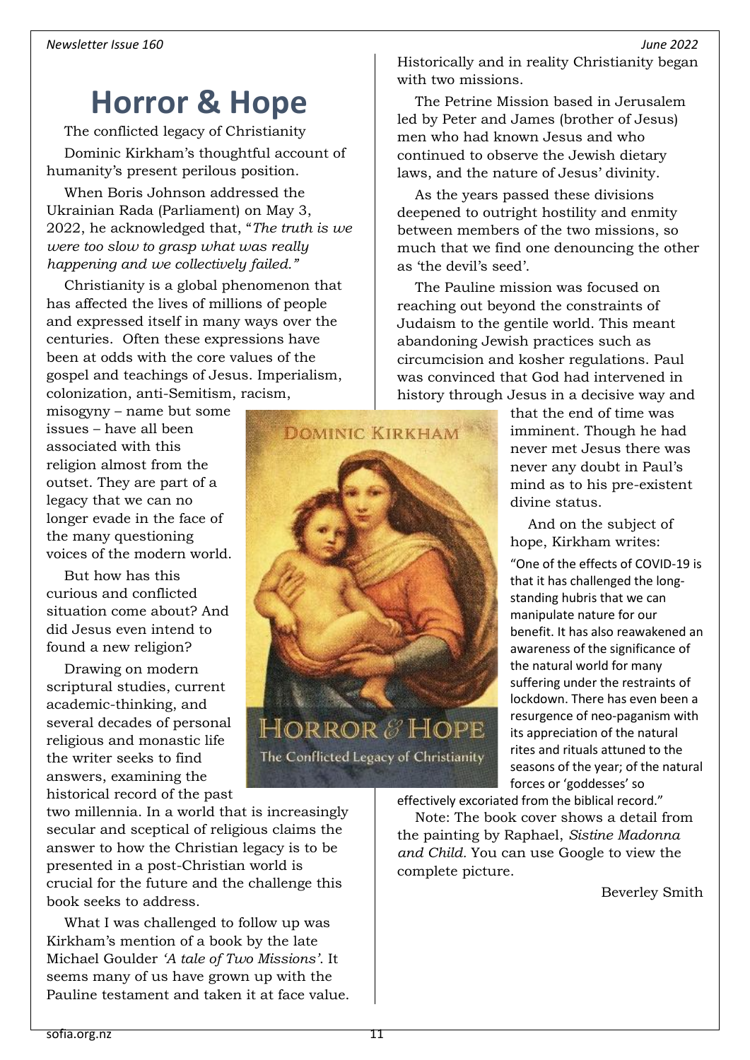# Horror & Hope

The conflicted legacy of Christianity

Dominic Kirkham's thoughtful account of humanity's present perilous position.

When Boris Johnson addressed the Ukrainian Rada (Parliament) on May 3, 2022, he acknowledged that, "*The truth is we were too slow to grasp what was really happening and we collectively failed.*"

Christianity is a global phenomenon that has affected the lives of millions of people and expressed itself in many ways over the centuries. Often these expressions have been at odds with the core values of the gospel and teachings of Jesus. Imperialism, colonization, anti-Semitism, racism, misogyny – name but some issues – have all been associated with this religion almost from the outset. They are part of a legacy that we can no longer evade in the face of the many questioning voices of the modern world.

But how has this curious and conflicted situation come about? And did Jesus even intend to found a new religion?

Drawing on modern scriptural studies, current academic-thinking, and several decades of personal religious and monastic life the writer seeks to find answers, examining the historical record of the past two millennia. In a world that is increasingly secular and sceptical of religious claims the answer to how the Christian legacy is to be presented in a post-Christian world is crucial for the future and the challenge this book seeks to address.

What I was challenged to follow up was Kirkham's mention of a book by the late Michael Goulder *'A tale of Two Missions'*. It seems many of us have grown up with the Pauline testament and taken it at face value. Historically and in reality Christianity began with two missions.

The Petrine Mission based in Jerusalem led by Peter and James (brother of Jesus) men who had known Jesus and who continued to observe the Jewish dietary laws, and the nature of Jesus' divinity.

As the years passed these divisions deepened to outright hostility and enmity between members of the two missions, so much that we find one denouncing the other as 'the devil's seed'.

The Pauline mission was focused on reaching out beyond the constraints of Judaism to the gentile world. This meant abandoning Jewish practices such as circumcision and kosher regulations. Paul was convinced that God had intervened in history through Jesus in a decisive way and that the end of time was imminent. Though he had never met Jesus there was never any doubt in Paul's mind as to his pre-existent divine status.

And on the subject of hope, Kirkham writes:

"One of the effects of COVID-19 is that it has challenged the long-standing hubris that we can manipulate nature for our benefit. It has also reawakened an awareness of the significance of the natural world for many suffering under the restraints of lockdown. There has even been a resurgence of neo-paganism with its appreciation of the natural rites and rituals attuned to the seasons of the year; of the natural forces or 'goddesses' so effectively excoriated from the biblical record."

Note: The book cover shows a detail from the painting by Raphael, *Sistine Madonna and Child.* You can use Google to view the complete picture.

Beverley Smith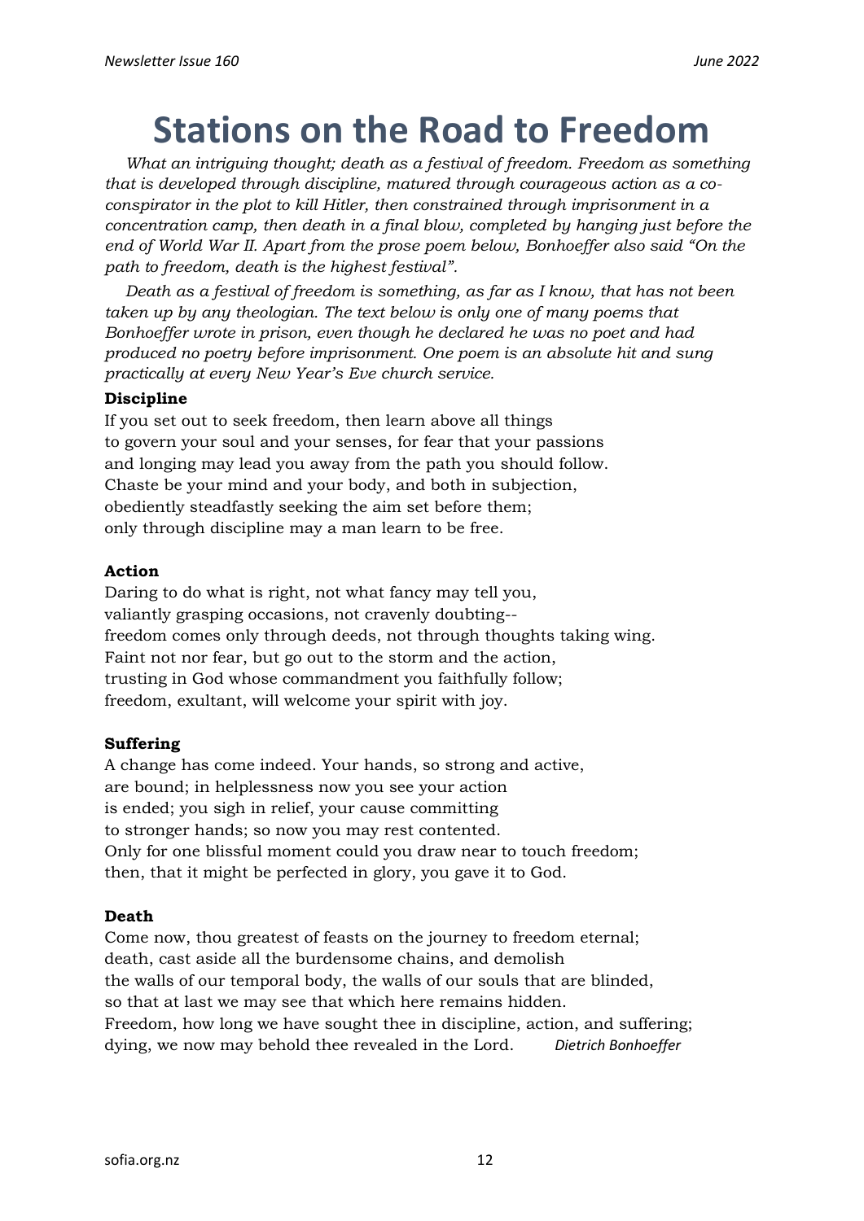# Stations on the Road to Freedom

*What an intriguing thought; death as a festival of freedom. Freedom as something that is developed through discipline, matured through courageous action as a co-conspirator in the plot to kill Hitler, then constrained through imprisonment in a concentration camp, then death in a final blow, completed by hanging just before the end of World War II. Apart from the prose poem below, Bonhoeffer also said "On the path to freedom, death is the highest festival".*

*Death as a festival of freedom is something, as far as I know, that has not been taken up by any theologian. The text below is only one of many poems that Bonhoeffer wrote in prison, even though he declared he was no poet and had produced no poetry before imprisonment. One poem is an absolute hit and sung practically at every New Year's Eve church service.*

**Discipline**

If you set out to seek freedom, then learn above all things
to govern your soul and your senses, for fear that your passions
and longing may lead you away from the path you should follow.
Chaste be your mind and your body, and both in subjection,
obediently steadfastly seeking the aim set before them;
only through discipline may a man learn to be free.

**Action**

Daring to do what is right, not what fancy may tell you,
valiantly grasping occasions, not cravenly doubting--
freedom comes only through deeds, not through thoughts taking wing.
Faint not nor fear, but go out to the storm and the action,
trusting in God whose commandment you faithfully follow;
freedom, exultant, will welcome your spirit with joy.

**Suffering**

A change has come indeed. Your hands, so strong and active,
are bound; in helplessness now you see your action
is ended; you sigh in relief, your cause committing
to stronger hands; so now you may rest contented.
Only for one blissful moment could you draw near to touch freedom;
then, that it might be perfected in glory, you gave it to God.

**Death**

Come now, thou greatest of feasts on the journey to freedom eternal;
death, cast aside all the burdensome chains, and demolish
the walls of our temporal body, the walls of our souls that are blinded,
so that at last we may see that which here remains hidden.
Freedom, how long we have sought thee in discipline, action, and suffering;
dying, we now may behold thee revealed in the Lord. *Dietrich Bonhoeffer*